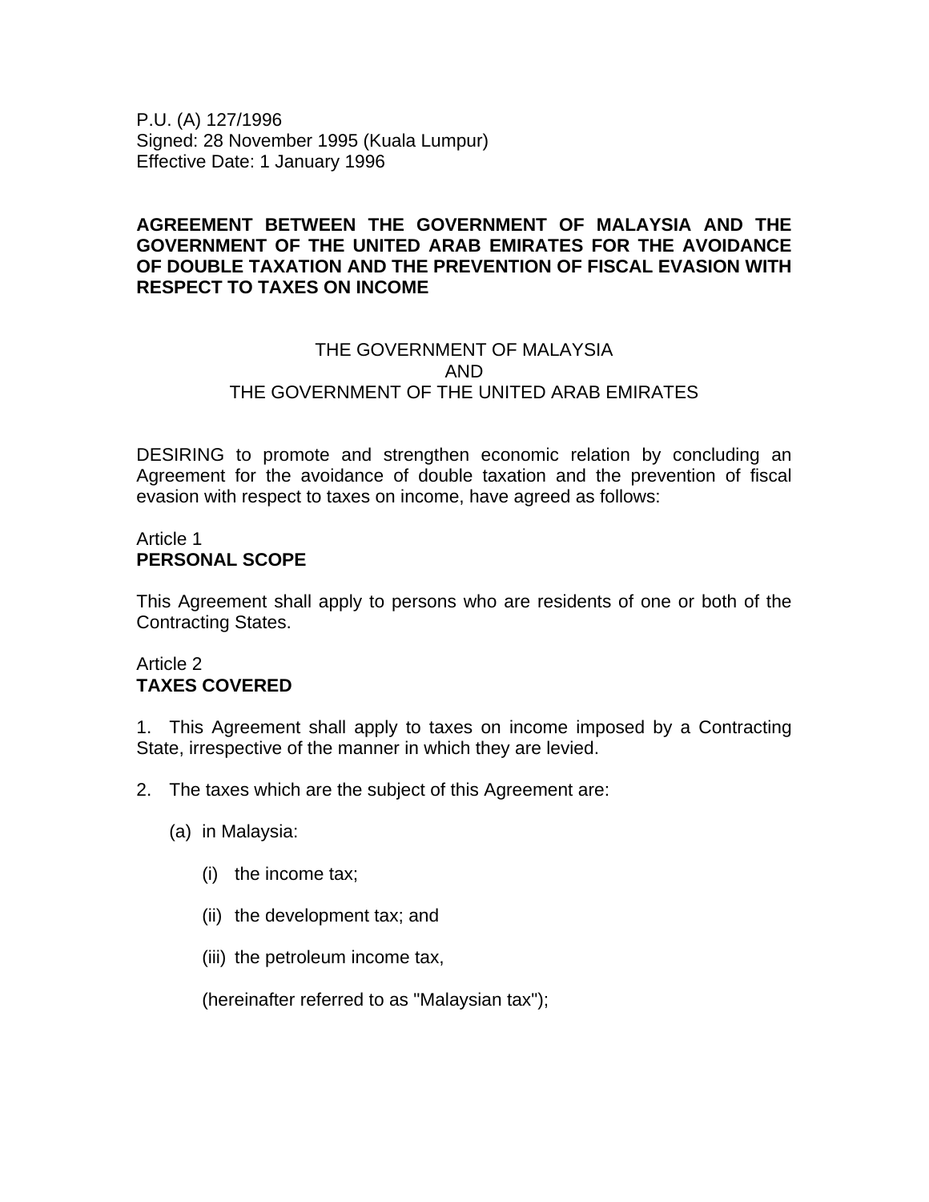P.U. (A) 127/1996
Signed: 28 November 1995 (Kuala Lumpur)
Effective Date: 1 January 1996

# AGREEMENT BETWEEN THE GOVERNMENT OF MALAYSIA AND THE GOVERNMENT OF THE UNITED ARAB EMIRATES FOR THE AVOIDANCE OF DOUBLE TAXATION AND THE PREVENTION OF FISCAL EVASION WITH RESPECT TO TAXES ON INCOME

THE GOVERNMENT OF MALAYSIA
AND
THE GOVERNMENT OF THE UNITED ARAB EMIRATES

DESIRING to promote and strengthen economic relation by concluding an Agreement for the avoidance of double taxation and the prevention of fiscal evasion with respect to taxes on income, have agreed as follows:

## Article 1
## PERSONAL SCOPE

This Agreement shall apply to persons who are residents of one or both of the Contracting States.

## Article 2
## TAXES COVERED

1. This Agreement shall apply to taxes on income imposed by a Contracting State, irrespective of the manner in which they are levied.

2. The taxes which are the subject of this Agreement are:

   (a) in Malaysia:

      (i) the income tax;

      (ii) the development tax; and

      (iii) the petroleum income tax,

      (hereinafter referred to as "Malaysian tax");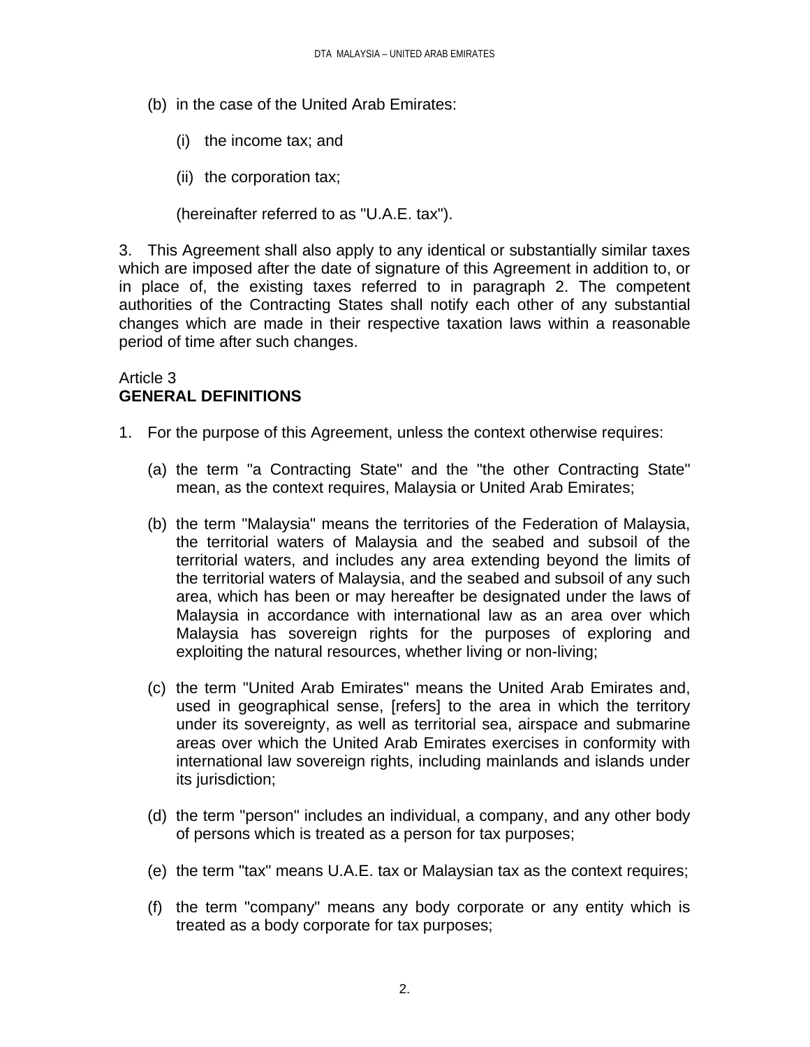(b) in the case of the United Arab Emirates:

   (i) the income tax; and

   (ii) the corporation tax;

   (hereinafter referred to as "U.A.E. tax").

3. This Agreement shall also apply to any identical or substantially similar taxes which are imposed after the date of signature of this Agreement in addition to, or in place of, the existing taxes referred to in paragraph 2. The competent authorities of the Contracting States shall notify each other of any substantial changes which are made in their respective taxation laws within a reasonable period of time after such changes.

Article 3
**GENERAL DEFINITIONS**

1. For the purpose of this Agreement, unless the context otherwise requires:

   (a) the term "a Contracting State" and the "the other Contracting State" mean, as the context requires, Malaysia or United Arab Emirates;

   (b) the term "Malaysia" means the territories of the Federation of Malaysia, the territorial waters of Malaysia and the seabed and subsoil of the territorial waters, and includes any area extending beyond the limits of the territorial waters of Malaysia, and the seabed and subsoil of any such area, which has been or may hereafter be designated under the laws of Malaysia in accordance with international law as an area over which Malaysia has sovereign rights for the purposes of exploring and exploiting the natural resources, whether living or non-living;

   (c) the term "United Arab Emirates" means the United Arab Emirates and, used in geographical sense, [refers] to the area in which the territory under its sovereignty, as well as territorial sea, airspace and submarine areas over which the United Arab Emirates exercises in conformity with international law sovereign rights, including mainlands and islands under its jurisdiction;

   (d) the term "person" includes an individual, a company, and any other body of persons which is treated as a person for tax purposes;

   (e) the term "tax" means U.A.E. tax or Malaysian tax as the context requires;

   (f) the term "company" means any body corporate or any entity which is treated as a body corporate for tax purposes;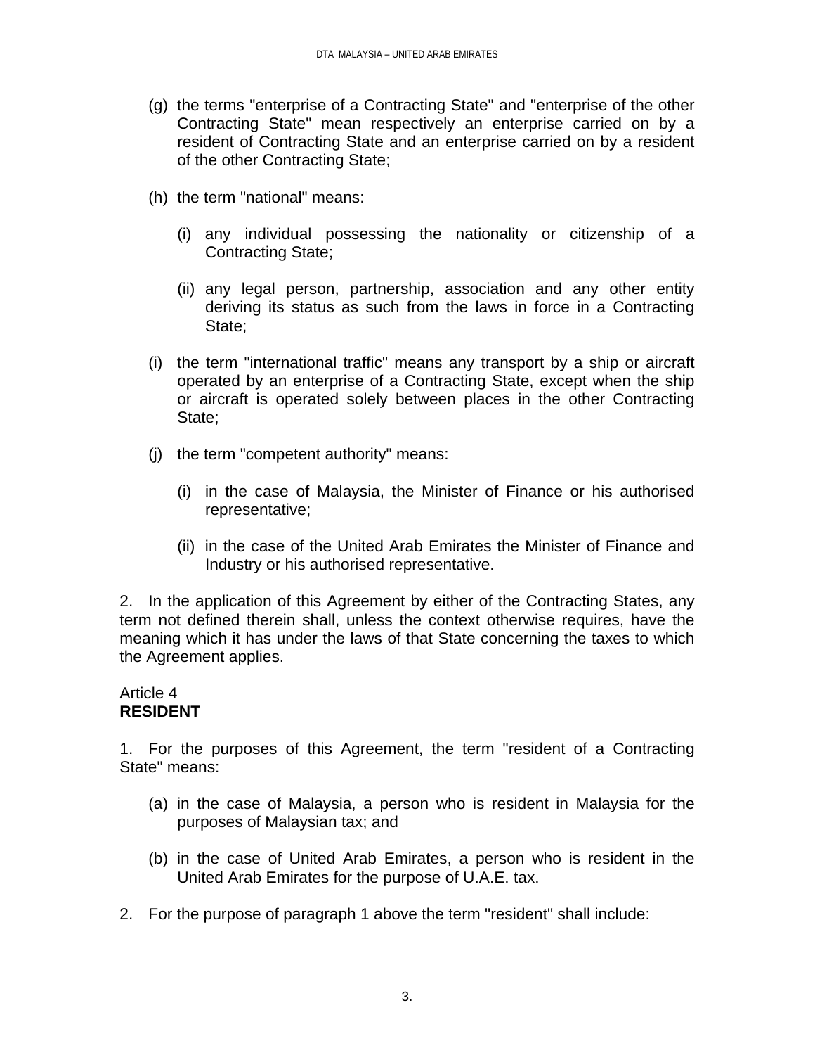(g) the terms "enterprise of a Contracting State" and "enterprise of the other Contracting State" mean respectively an enterprise carried on by a resident of Contracting State and an enterprise carried on by a resident of the other Contracting State;

(h) the term "national" means:

   (i) any individual possessing the nationality or citizenship of a Contracting State;

   (ii) any legal person, partnership, association and any other entity deriving its status as such from the laws in force in a Contracting State;

(i) the term "international traffic" means any transport by a ship or aircraft operated by an enterprise of a Contracting State, except when the ship or aircraft is operated solely between places in the other Contracting State;

(j) the term "competent authority" means:

   (i) in the case of Malaysia, the Minister of Finance or his authorised representative;

   (ii) in the case of the United Arab Emirates the Minister of Finance and Industry or his authorised representative.

2. In the application of this Agreement by either of the Contracting States, any term not defined therein shall, unless the context otherwise requires, have the meaning which it has under the laws of that State concerning the taxes to which the Agreement applies.

Article 4
**RESIDENT**

1. For the purposes of this Agreement, the term "resident of a Contracting State" means:

(a) in the case of Malaysia, a person who is resident in Malaysia for the purposes of Malaysian tax; and

(b) in the case of United Arab Emirates, a person who is resident in the United Arab Emirates for the purpose of U.A.E. tax.

2. For the purpose of paragraph 1 above the term "resident" shall include: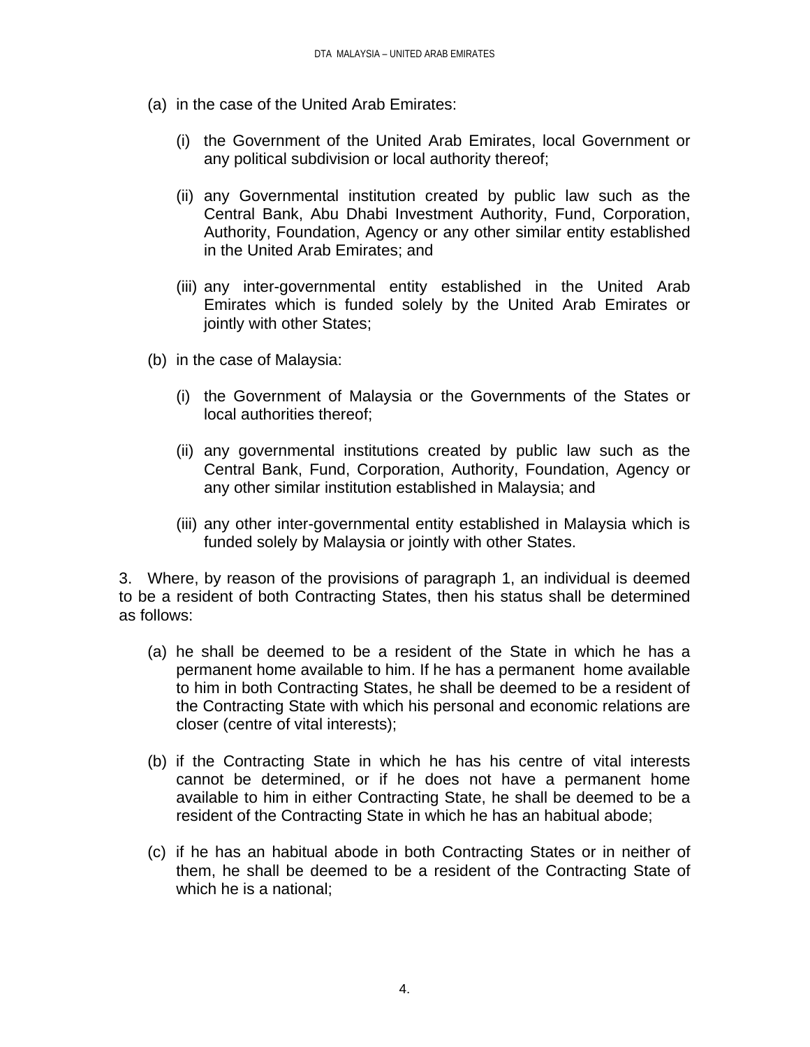(a) in the case of the United Arab Emirates:

(i) the Government of the United Arab Emirates, local Government or any political subdivision or local authority thereof;

(ii) any Governmental institution created by public law such as the Central Bank, Abu Dhabi Investment Authority, Fund, Corporation, Authority, Foundation, Agency or any other similar entity established in the United Arab Emirates; and

(iii) any inter-governmental entity established in the United Arab Emirates which is funded solely by the United Arab Emirates or jointly with other States;

(b) in the case of Malaysia:

(i) the Government of Malaysia or the Governments of the States or local authorities thereof;

(ii) any governmental institutions created by public law such as the Central Bank, Fund, Corporation, Authority, Foundation, Agency or any other similar institution established in Malaysia; and

(iii) any other inter-governmental entity established in Malaysia which is funded solely by Malaysia or jointly with other States.

3. Where, by reason of the provisions of paragraph 1, an individual is deemed to be a resident of both Contracting States, then his status shall be determined as follows:

(a) he shall be deemed to be a resident of the State in which he has a permanent home available to him. If he has a permanent home available to him in both Contracting States, he shall be deemed to be a resident of the Contracting State with which his personal and economic relations are closer (centre of vital interests);

(b) if the Contracting State in which he has his centre of vital interests cannot be determined, or if he does not have a permanent home available to him in either Contracting State, he shall be deemed to be a resident of the Contracting State in which he has an habitual abode;

(c) if he has an habitual abode in both Contracting States or in neither of them, he shall be deemed to be a resident of the Contracting State of which he is a national;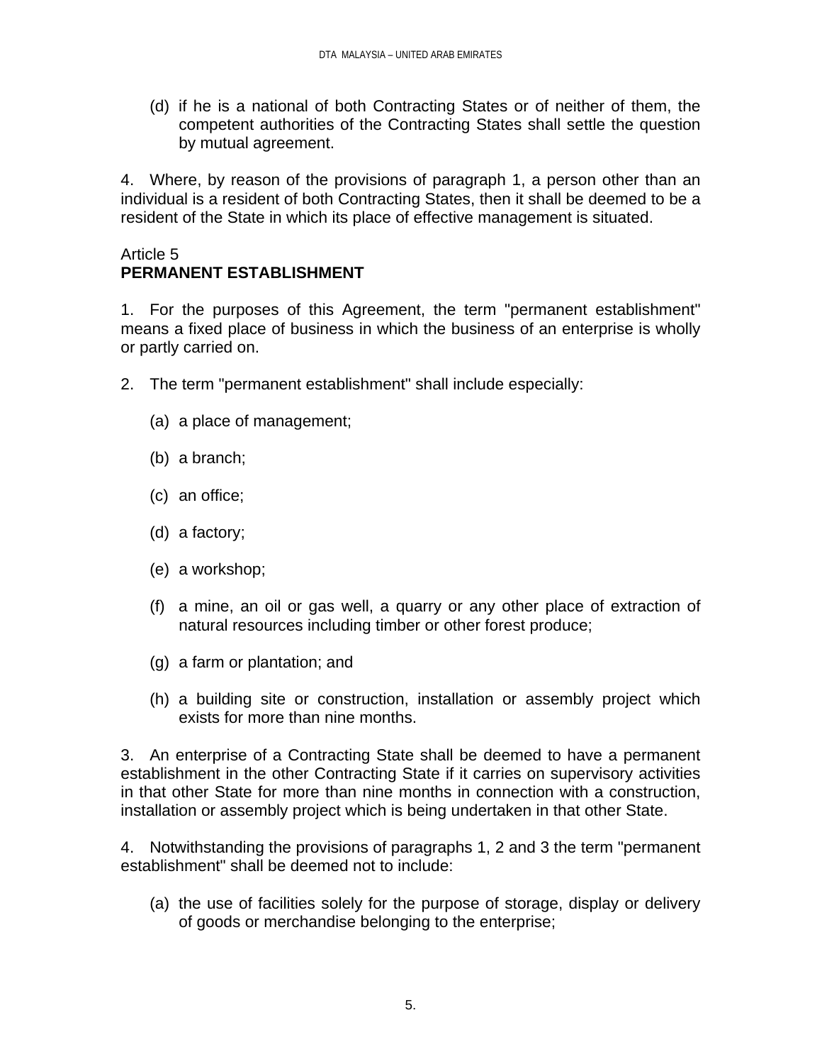(d) if he is a national of both Contracting States or of neither of them, the competent authorities of the Contracting States shall settle the question by mutual agreement.

4. Where, by reason of the provisions of paragraph 1, a person other than an individual is a resident of both Contracting States, then it shall be deemed to be a resident of the State in which its place of effective management is situated.

## Article 5
## PERMANENT ESTABLISHMENT

1. For the purposes of this Agreement, the term "permanent establishment" means a fixed place of business in which the business of an enterprise is wholly or partly carried on.

2. The term "permanent establishment" shall include especially:

(a) a place of management;

(b) a branch;

(c) an office;

(d) a factory;

(e) a workshop;

(f) a mine, an oil or gas well, a quarry or any other place of extraction of natural resources including timber or other forest produce;

(g) a farm or plantation; and

(h) a building site or construction, installation or assembly project which exists for more than nine months.

3. An enterprise of a Contracting State shall be deemed to have a permanent establishment in the other Contracting State if it carries on supervisory activities in that other State for more than nine months in connection with a construction, installation or assembly project which is being undertaken in that other State.

4. Notwithstanding the provisions of paragraphs 1, 2 and 3 the term "permanent establishment" shall be deemed not to include:

(a) the use of facilities solely for the purpose of storage, display or delivery of goods or merchandise belonging to the enterprise;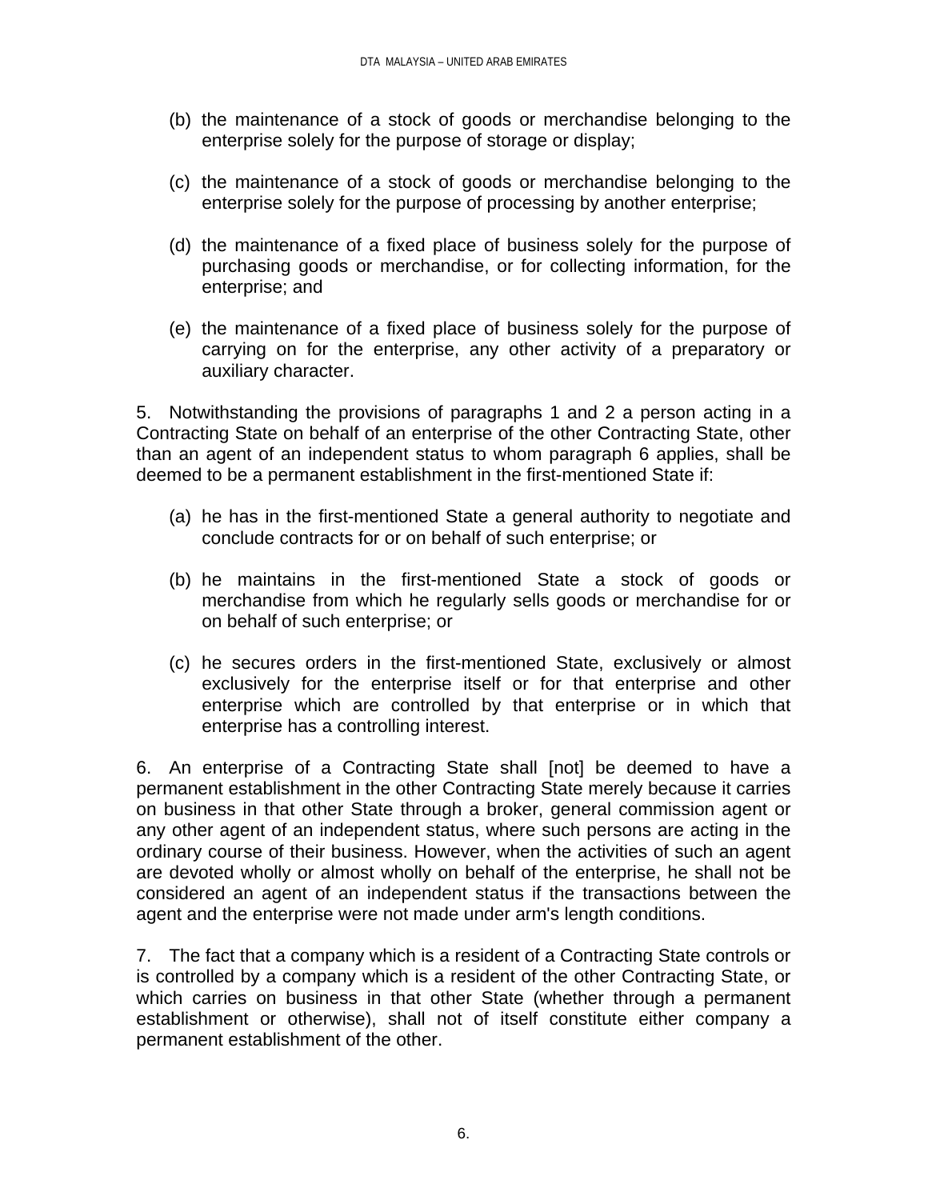(b) the maintenance of a stock of goods or merchandise belonging to the enterprise solely for the purpose of storage or display;

(c) the maintenance of a stock of goods or merchandise belonging to the enterprise solely for the purpose of processing by another enterprise;

(d) the maintenance of a fixed place of business solely for the purpose of purchasing goods or merchandise, or for collecting information, for the enterprise; and

(e) the maintenance of a fixed place of business solely for the purpose of carrying on for the enterprise, any other activity of a preparatory or auxiliary character.

5. Notwithstanding the provisions of paragraphs 1 and 2 a person acting in a Contracting State on behalf of an enterprise of the other Contracting State, other than an agent of an independent status to whom paragraph 6 applies, shall be deemed to be a permanent establishment in the first-mentioned State if:

(a) he has in the first-mentioned State a general authority to negotiate and conclude contracts for or on behalf of such enterprise; or

(b) he maintains in the first-mentioned State a stock of goods or merchandise from which he regularly sells goods or merchandise for or on behalf of such enterprise; or

(c) he secures orders in the first-mentioned State, exclusively or almost exclusively for the enterprise itself or for that enterprise and other enterprise which are controlled by that enterprise or in which that enterprise has a controlling interest.

6. An enterprise of a Contracting State shall [not] be deemed to have a permanent establishment in the other Contracting State merely because it carries on business in that other State through a broker, general commission agent or any other agent of an independent status, where such persons are acting in the ordinary course of their business. However, when the activities of such an agent are devoted wholly or almost wholly on behalf of the enterprise, he shall not be considered an agent of an independent status if the transactions between the agent and the enterprise were not made under arm's length conditions.

7. The fact that a company which is a resident of a Contracting State controls or is controlled by a company which is a resident of the other Contracting State, or which carries on business in that other State (whether through a permanent establishment or otherwise), shall not of itself constitute either company a permanent establishment of the other.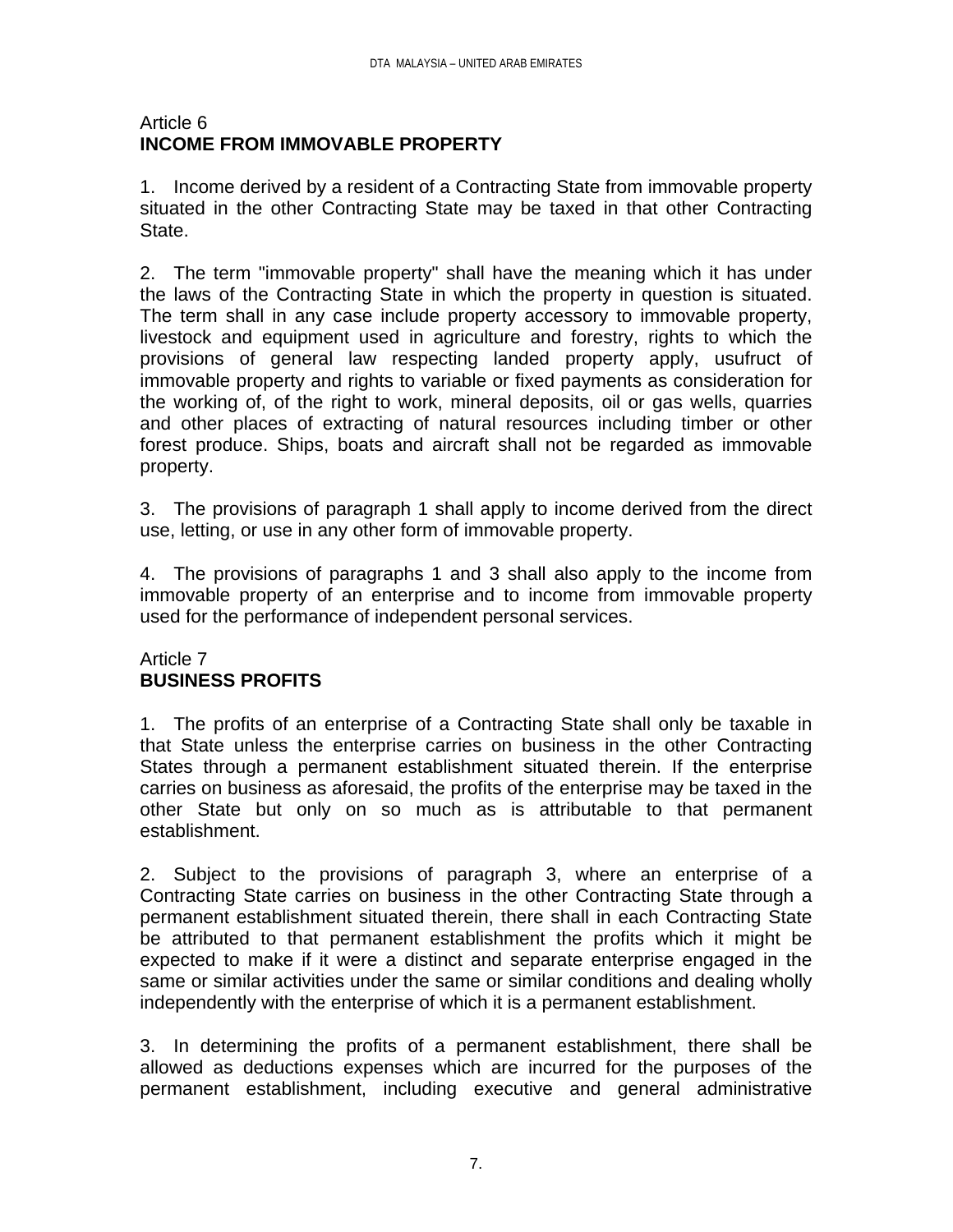## Article 6
**INCOME FROM IMMOVABLE PROPERTY**

1. Income derived by a resident of a Contracting State from immovable property situated in the other Contracting State may be taxed in that other Contracting State.

2. The term "immovable property" shall have the meaning which it has under the laws of the Contracting State in which the property in question is situated. The term shall in any case include property accessory to immovable property, livestock and equipment used in agriculture and forestry, rights to which the provisions of general law respecting landed property apply, usufruct of immovable property and rights to variable or fixed payments as consideration for the working of, of the right to work, mineral deposits, oil or gas wells, quarries and other places of extracting of natural resources including timber or other forest produce. Ships, boats and aircraft shall not be regarded as immovable property.

3. The provisions of paragraph 1 shall apply to income derived from the direct use, letting, or use in any other form of immovable property.

4. The provisions of paragraphs 1 and 3 shall also apply to the income from immovable property of an enterprise and to income from immovable property used for the performance of independent personal services.

## Article 7
**BUSINESS PROFITS**

1. The profits of an enterprise of a Contracting State shall only be taxable in that State unless the enterprise carries on business in the other Contracting States through a permanent establishment situated therein. If the enterprise carries on business as aforesaid, the profits of the enterprise may be taxed in the other State but only on so much as is attributable to that permanent establishment.

2. Subject to the provisions of paragraph 3, where an enterprise of a Contracting State carries on business in the other Contracting State through a permanent establishment situated therein, there shall in each Contracting State be attributed to that permanent establishment the profits which it might be expected to make if it were a distinct and separate enterprise engaged in the same or similar activities under the same or similar conditions and dealing wholly independently with the enterprise of which it is a permanent establishment.

3. In determining the profits of a permanent establishment, there shall be allowed as deductions expenses which are incurred for the purposes of the permanent establishment, including executive and general administrative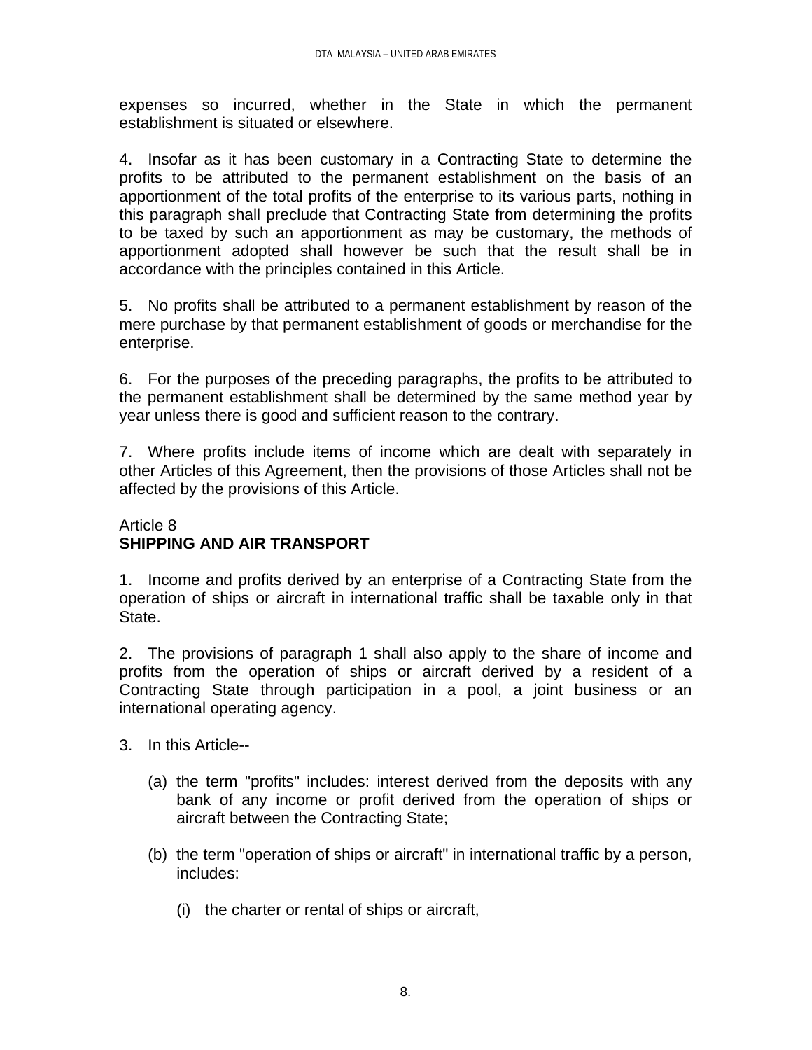expenses so incurred, whether in the State in which the permanent establishment is situated or elsewhere.

4. Insofar as it has been customary in a Contracting State to determine the profits to be attributed to the permanent establishment on the basis of an apportionment of the total profits of the enterprise to its various parts, nothing in this paragraph shall preclude that Contracting State from determining the profits to be taxed by such an apportionment as may be customary, the methods of apportionment adopted shall however be such that the result shall be in accordance with the principles contained in this Article.

5. No profits shall be attributed to a permanent establishment by reason of the mere purchase by that permanent establishment of goods or merchandise for the enterprise.

6. For the purposes of the preceding paragraphs, the profits to be attributed to the permanent establishment shall be determined by the same method year by year unless there is good and sufficient reason to the contrary.

7. Where profits include items of income which are dealt with separately in other Articles of this Agreement, then the provisions of those Articles shall not be affected by the provisions of this Article.

Article 8
**SHIPPING AND AIR TRANSPORT**

1. Income and profits derived by an enterprise of a Contracting State from the operation of ships or aircraft in international traffic shall be taxable only in that State.

2. The provisions of paragraph 1 shall also apply to the share of income and profits from the operation of ships or aircraft derived by a resident of a Contracting State through participation in a pool, a joint business or an international operating agency.

3. In this Article--

   (a) the term "profits" includes: interest derived from the deposits with any bank of any income or profit derived from the operation of ships or aircraft between the Contracting State;

   (b) the term "operation of ships or aircraft" in international traffic by a person, includes:

      (i) the charter or rental of ships or aircraft,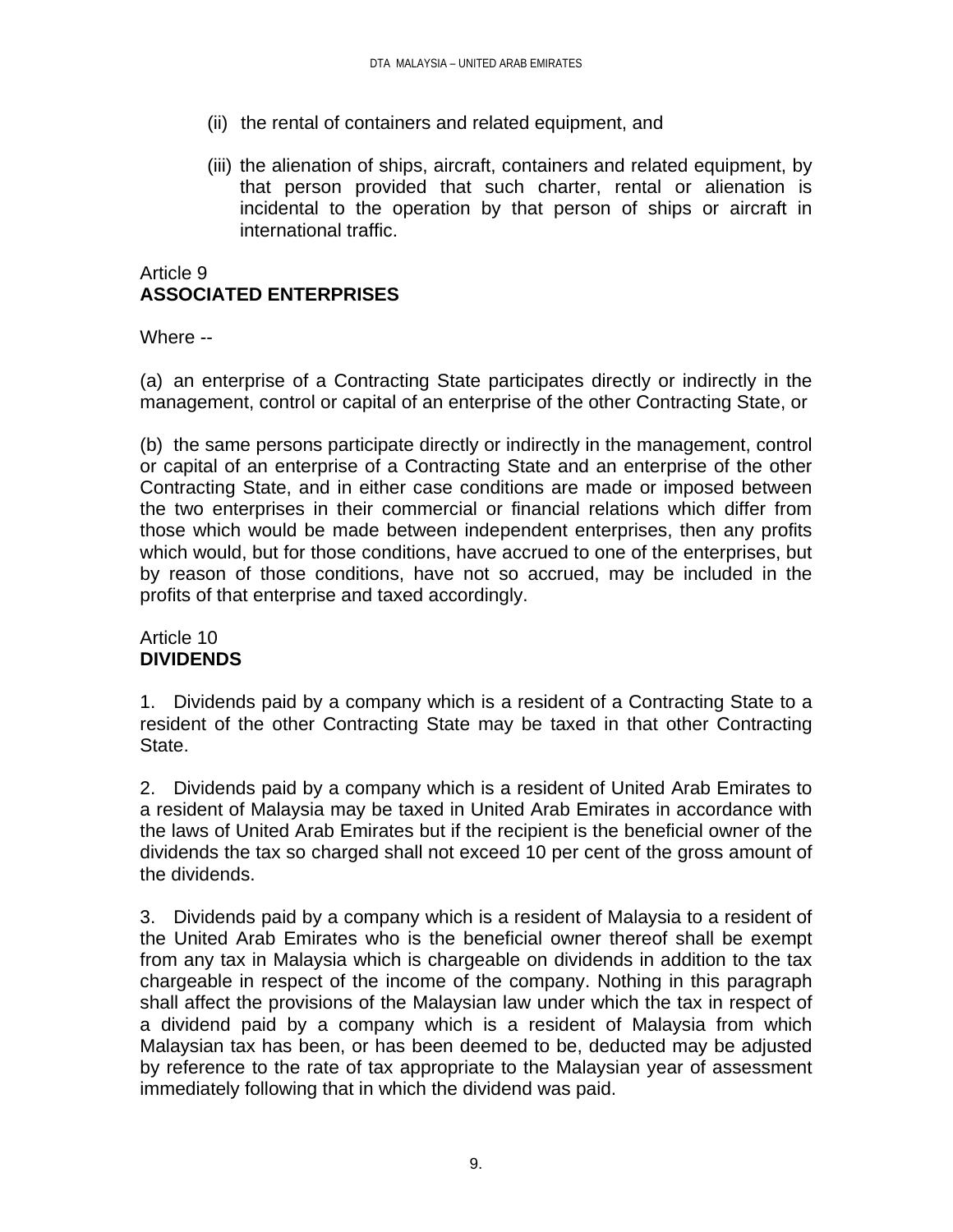(ii) the rental of containers and related equipment, and

(iii) the alienation of ships, aircraft, containers and related equipment, by that person provided that such charter, rental or alienation is incidental to the operation by that person of ships or aircraft in international traffic.

Article 9
**ASSOCIATED ENTERPRISES**

Where --

(a) an enterprise of a Contracting State participates directly or indirectly in the management, control or capital of an enterprise of the other Contracting State, or

(b) the same persons participate directly or indirectly in the management, control or capital of an enterprise of a Contracting State and an enterprise of the other Contracting State, and in either case conditions are made or imposed between the two enterprises in their commercial or financial relations which differ from those which would be made between independent enterprises, then any profits which would, but for those conditions, have accrued to one of the enterprises, but by reason of those conditions, have not so accrued, may be included in the profits of that enterprise and taxed accordingly.

Article 10
**DIVIDENDS**

1. Dividends paid by a company which is a resident of a Contracting State to a resident of the other Contracting State may be taxed in that other Contracting State.

2. Dividends paid by a company which is a resident of United Arab Emirates to a resident of Malaysia may be taxed in United Arab Emirates in accordance with the laws of United Arab Emirates but if the recipient is the beneficial owner of the dividends the tax so charged shall not exceed 10 per cent of the gross amount of the dividends.

3. Dividends paid by a company which is a resident of Malaysia to a resident of the United Arab Emirates who is the beneficial owner thereof shall be exempt from any tax in Malaysia which is chargeable on dividends in addition to the tax chargeable in respect of the income of the company. Nothing in this paragraph shall affect the provisions of the Malaysian law under which the tax in respect of a dividend paid by a company which is a resident of Malaysia from which Malaysian tax has been, or has been deemed to be, deducted may be adjusted by reference to the rate of tax appropriate to the Malaysian year of assessment immediately following that in which the dividend was paid.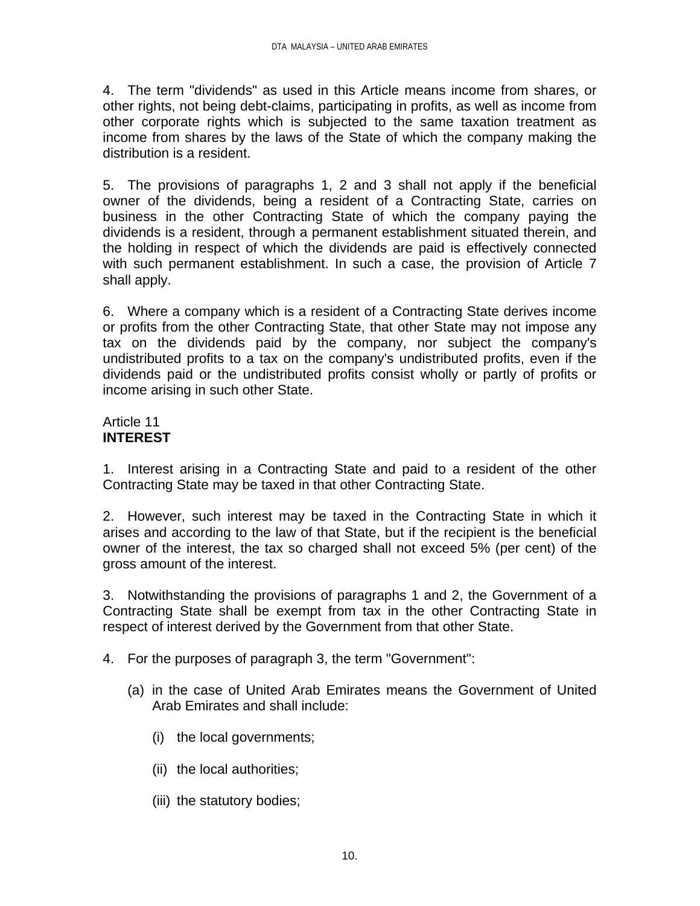4. The term "dividends" as used in this Article means income from shares, or other rights, not being debt-claims, participating in profits, as well as income from other corporate rights which is subjected to the same taxation treatment as income from shares by the laws of the State of which the company making the distribution is a resident.

5. The provisions of paragraphs 1, 2 and 3 shall not apply if the beneficial owner of the dividends, being a resident of a Contracting State, carries on business in the other Contracting State of which the company paying the dividends is a resident, through a permanent establishment situated therein, and the holding in respect of which the dividends are paid is effectively connected with such permanent establishment. In such a case, the provision of Article 7 shall apply.

6. Where a company which is a resident of a Contracting State derives income or profits from the other Contracting State, that other State may not impose any tax on the dividends paid by the company, nor subject the company's undistributed profits to a tax on the company's undistributed profits, even if the dividends paid or the undistributed profits consist wholly or partly of profits or income arising in such other State.

## Article 11
## **INTEREST**

1. Interest arising in a Contracting State and paid to a resident of the other Contracting State may be taxed in that other Contracting State.

2. However, such interest may be taxed in the Contracting State in which it arises and according to the law of that State, but if the recipient is the beneficial owner of the interest, the tax so charged shall not exceed 5% (per cent) of the gross amount of the interest.

3. Notwithstanding the provisions of paragraphs 1 and 2, the Government of a Contracting State shall be exempt from tax in the other Contracting State in respect of interest derived by the Government from that other State.

4. For the purposes of paragraph 3, the term "Government":

   (a) in the case of United Arab Emirates means the Government of United Arab Emirates and shall include:

      (i) the local governments;

      (ii) the local authorities;

      (iii) the statutory bodies;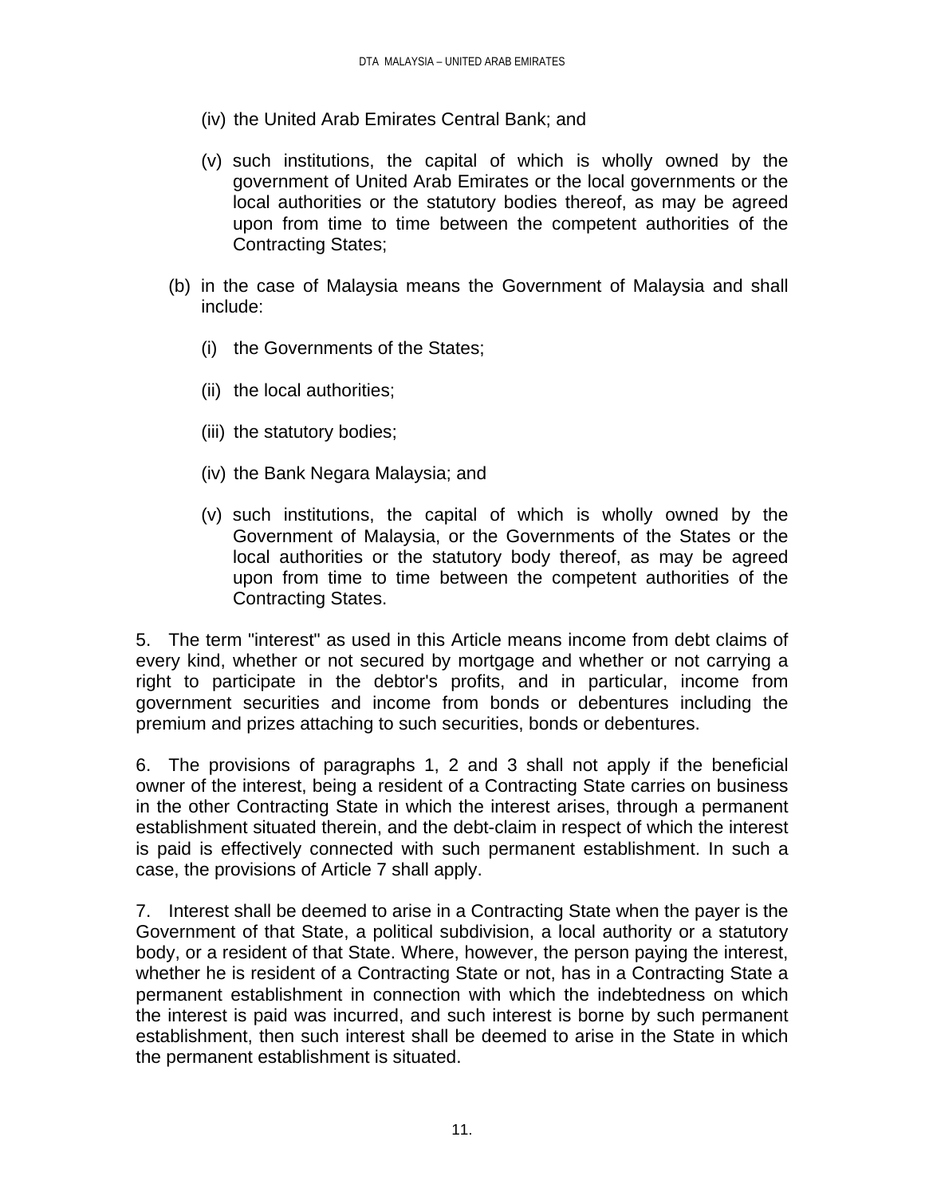(iv) the United Arab Emirates Central Bank; and

(v) such institutions, the capital of which is wholly owned by the government of United Arab Emirates or the local governments or the local authorities or the statutory bodies thereof, as may be agreed upon from time to time between the competent authorities of the Contracting States;

(b) in the case of Malaysia means the Government of Malaysia and shall include:

(i) the Governments of the States;

(ii) the local authorities;

(iii) the statutory bodies;

(iv) the Bank Negara Malaysia; and

(v) such institutions, the capital of which is wholly owned by the Government of Malaysia, or the Governments of the States or the local authorities or the statutory body thereof, as may be agreed upon from time to time between the competent authorities of the Contracting States.

5. The term "interest" as used in this Article means income from debt claims of every kind, whether or not secured by mortgage and whether or not carrying a right to participate in the debtor's profits, and in particular, income from government securities and income from bonds or debentures including the premium and prizes attaching to such securities, bonds or debentures.

6. The provisions of paragraphs 1, 2 and 3 shall not apply if the beneficial owner of the interest, being a resident of a Contracting State carries on business in the other Contracting State in which the interest arises, through a permanent establishment situated therein, and the debt-claim in respect of which the interest is paid is effectively connected with such permanent establishment. In such a case, the provisions of Article 7 shall apply.

7. Interest shall be deemed to arise in a Contracting State when the payer is the Government of that State, a political subdivision, a local authority or a statutory body, or a resident of that State. Where, however, the person paying the interest, whether he is resident of a Contracting State or not, has in a Contracting State a permanent establishment in connection with which the indebtedness on which the interest is paid was incurred, and such interest is borne by such permanent establishment, then such interest shall be deemed to arise in the State in which the permanent establishment is situated.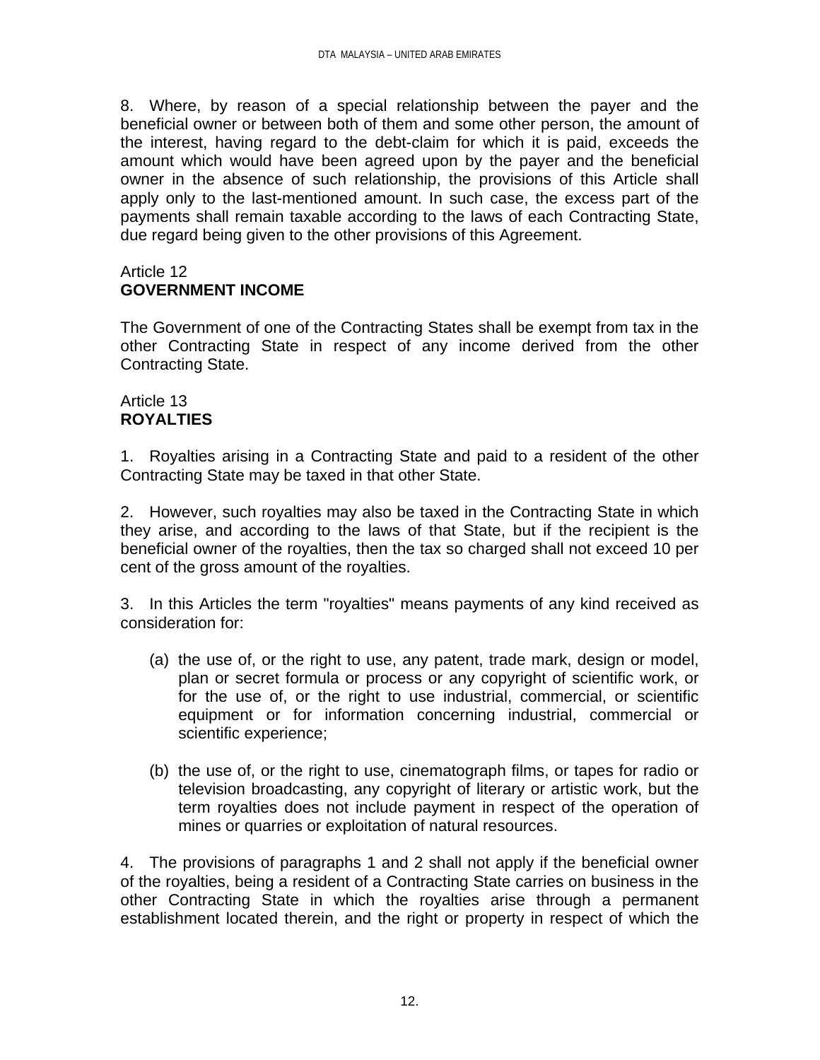8. Where, by reason of a special relationship between the payer and the beneficial owner or between both of them and some other person, the amount of the interest, having regard to the debt-claim for which it is paid, exceeds the amount which would have been agreed upon by the payer and the beneficial owner in the absence of such relationship, the provisions of this Article shall apply only to the last-mentioned amount. In such case, the excess part of the payments shall remain taxable according to the laws of each Contracting State, due regard being given to the other provisions of this Agreement.

Article 12
**GOVERNMENT INCOME**

The Government of one of the Contracting States shall be exempt from tax in the other Contracting State in respect of any income derived from the other Contracting State.

Article 13
**ROYALTIES**

1. Royalties arising in a Contracting State and paid to a resident of the other Contracting State may be taxed in that other State.

2. However, such royalties may also be taxed in the Contracting State in which they arise, and according to the laws of that State, but if the recipient is the beneficial owner of the royalties, then the tax so charged shall not exceed 10 per cent of the gross amount of the royalties.

3. In this Articles the term "royalties" means payments of any kind received as consideration for:

(a) the use of, or the right to use, any patent, trade mark, design or model, plan or secret formula or process or any copyright of scientific work, or for the use of, or the right to use industrial, commercial, or scientific equipment or for information concerning industrial, commercial or scientific experience;

(b) the use of, or the right to use, cinematograph films, or tapes for radio or television broadcasting, any copyright of literary or artistic work, but the term royalties does not include payment in respect of the operation of mines or quarries or exploitation of natural resources.

4. The provisions of paragraphs 1 and 2 shall not apply if the beneficial owner of the royalties, being a resident of a Contracting State carries on business in the other Contracting State in which the royalties arise through a permanent establishment located therein, and the right or property in respect of which the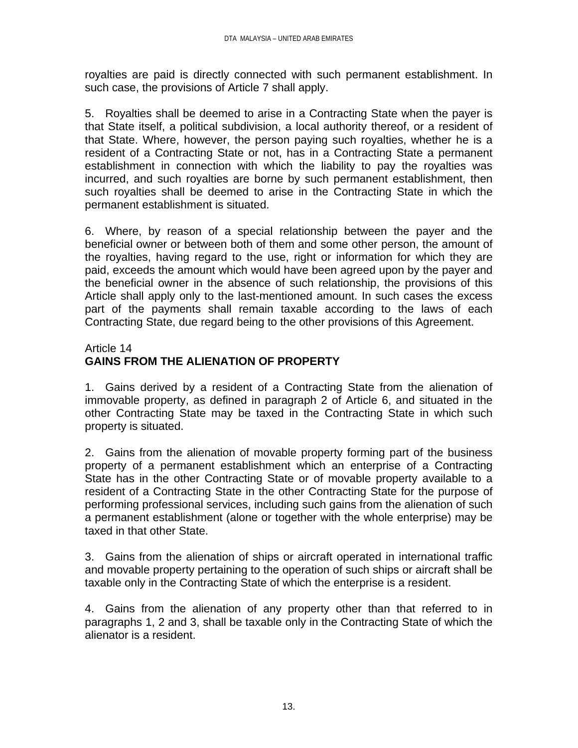royalties are paid is directly connected with such permanent establishment. In such case, the provisions of Article 7 shall apply.

5. Royalties shall be deemed to arise in a Contracting State when the payer is that State itself, a political subdivision, a local authority thereof, or a resident of that State. Where, however, the person paying such royalties, whether he is a resident of a Contracting State or not, has in a Contracting State a permanent establishment in connection with which the liability to pay the royalties was incurred, and such royalties are borne by such permanent establishment, then such royalties shall be deemed to arise in the Contracting State in which the permanent establishment is situated.

6. Where, by reason of a special relationship between the payer and the beneficial owner or between both of them and some other person, the amount of the royalties, having regard to the use, right or information for which they are paid, exceeds the amount which would have been agreed upon by the payer and the beneficial owner in the absence of such relationship, the provisions of this Article shall apply only to the last-mentioned amount. In such cases the excess part of the payments shall remain taxable according to the laws of each Contracting State, due regard being to the other provisions of this Agreement.

Article 14
**GAINS FROM THE ALIENATION OF PROPERTY**

1. Gains derived by a resident of a Contracting State from the alienation of immovable property, as defined in paragraph 2 of Article 6, and situated in the other Contracting State may be taxed in the Contracting State in which such property is situated.

2. Gains from the alienation of movable property forming part of the business property of a permanent establishment which an enterprise of a Contracting State has in the other Contracting State or of movable property available to a resident of a Contracting State in the other Contracting State for the purpose of performing professional services, including such gains from the alienation of such a permanent establishment (alone or together with the whole enterprise) may be taxed in that other State.

3. Gains from the alienation of ships or aircraft operated in international traffic and movable property pertaining to the operation of such ships or aircraft shall be taxable only in the Contracting State of which the enterprise is a resident.

4. Gains from the alienation of any property other than that referred to in paragraphs 1, 2 and 3, shall be taxable only in the Contracting State of which the alienator is a resident.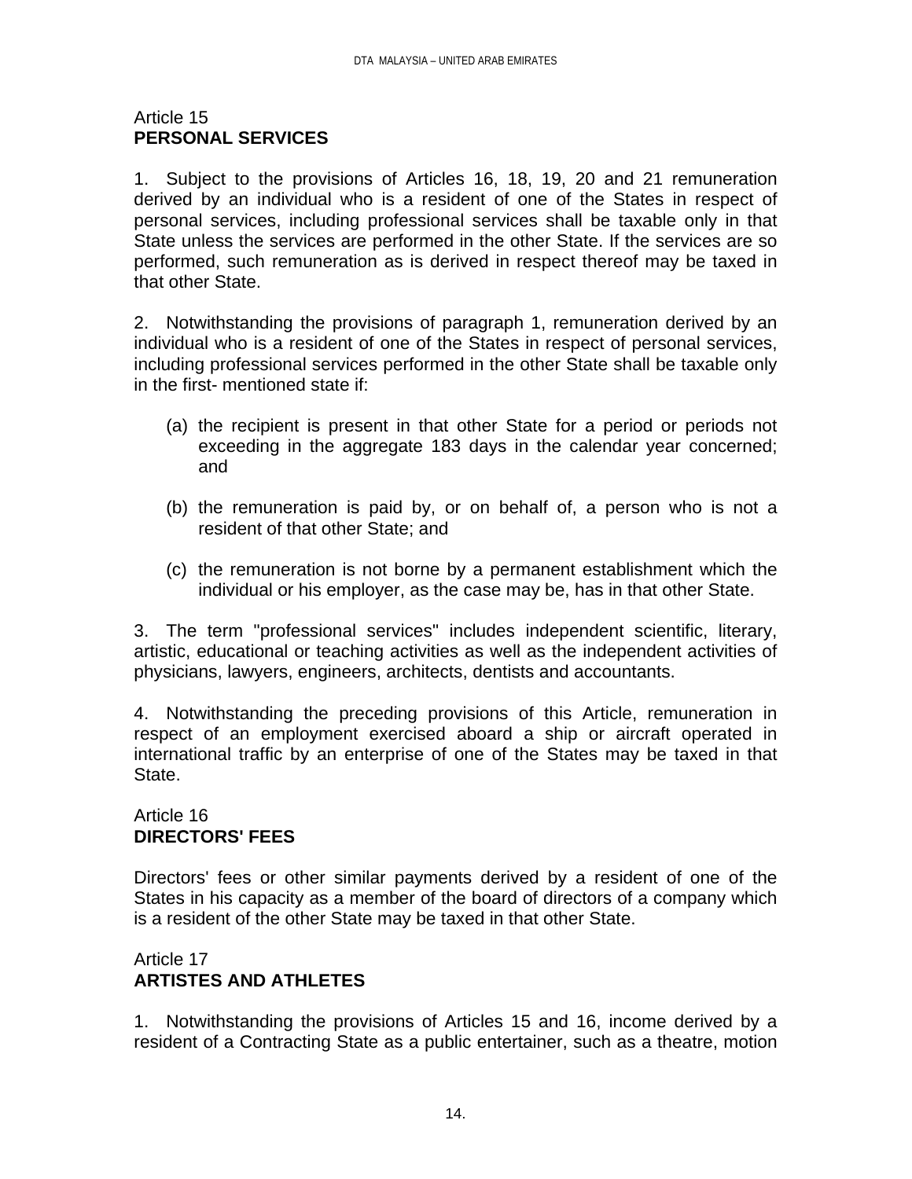Article 15
**PERSONAL SERVICES**

1. Subject to the provisions of Articles 16, 18, 19, 20 and 21 remuneration derived by an individual who is a resident of one of the States in respect of personal services, including professional services shall be taxable only in that State unless the services are performed in the other State. If the services are so performed, such remuneration as is derived in respect thereof may be taxed in that other State.

2. Notwithstanding the provisions of paragraph 1, remuneration derived by an individual who is a resident of one of the States in respect of personal services, including professional services performed in the other State shall be taxable only in the first- mentioned state if:

(a) the recipient is present in that other State for a period or periods not exceeding in the aggregate 183 days in the calendar year concerned; and

(b) the remuneration is paid by, or on behalf of, a person who is not a resident of that other State; and

(c) the remuneration is not borne by a permanent establishment which the individual or his employer, as the case may be, has in that other State.

3. The term "professional services" includes independent scientific, literary, artistic, educational or teaching activities as well as the independent activities of physicians, lawyers, engineers, architects, dentists and accountants.

4. Notwithstanding the preceding provisions of this Article, remuneration in respect of an employment exercised aboard a ship or aircraft operated in international traffic by an enterprise of one of the States may be taxed in that State.

Article 16
**DIRECTORS' FEES**

Directors' fees or other similar payments derived by a resident of one of the States in his capacity as a member of the board of directors of a company which is a resident of the other State may be taxed in that other State.

Article 17
**ARTISTES AND ATHLETES**

1. Notwithstanding the provisions of Articles 15 and 16, income derived by a resident of a Contracting State as a public entertainer, such as a theatre, motion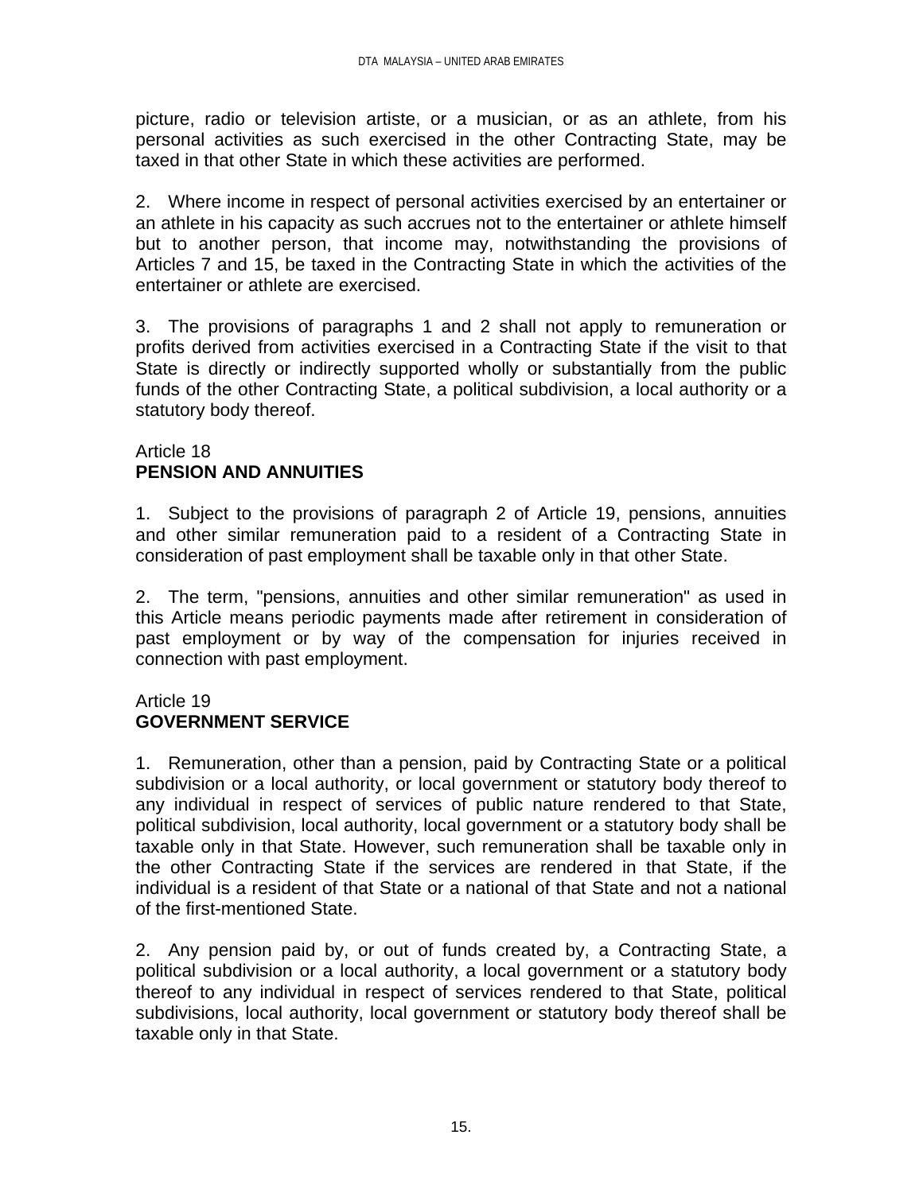picture, radio or television artiste, or a musician, or as an athlete, from his personal activities as such exercised in the other Contracting State, may be taxed in that other State in which these activities are performed.

2. Where income in respect of personal activities exercised by an entertainer or an athlete in his capacity as such accrues not to the entertainer or athlete himself but to another person, that income may, notwithstanding the provisions of Articles 7 and 15, be taxed in the Contracting State in which the activities of the entertainer or athlete are exercised.

3. The provisions of paragraphs 1 and 2 shall not apply to remuneration or profits derived from activities exercised in a Contracting State if the visit to that State is directly or indirectly supported wholly or substantially from the public funds of the other Contracting State, a political subdivision, a local authority or a statutory body thereof.

Article 18
**PENSION AND ANNUITIES**

1. Subject to the provisions of paragraph 2 of Article 19, pensions, annuities and other similar remuneration paid to a resident of a Contracting State in consideration of past employment shall be taxable only in that other State.

2. The term, "pensions, annuities and other similar remuneration" as used in this Article means periodic payments made after retirement in consideration of past employment or by way of the compensation for injuries received in connection with past employment.

Article 19
**GOVERNMENT SERVICE**

1. Remuneration, other than a pension, paid by Contracting State or a political subdivision or a local authority, or local government or statutory body thereof to any individual in respect of services of public nature rendered to that State, political subdivision, local authority, local government or a statutory body shall be taxable only in that State. However, such remuneration shall be taxable only in the other Contracting State if the services are rendered in that State, if the individual is a resident of that State or a national of that State and not a national of the first-mentioned State.

2. Any pension paid by, or out of funds created by, a Contracting State, a political subdivision or a local authority, a local government or a statutory body thereof to any individual in respect of services rendered to that State, political subdivisions, local authority, local government or statutory body thereof shall be taxable only in that State.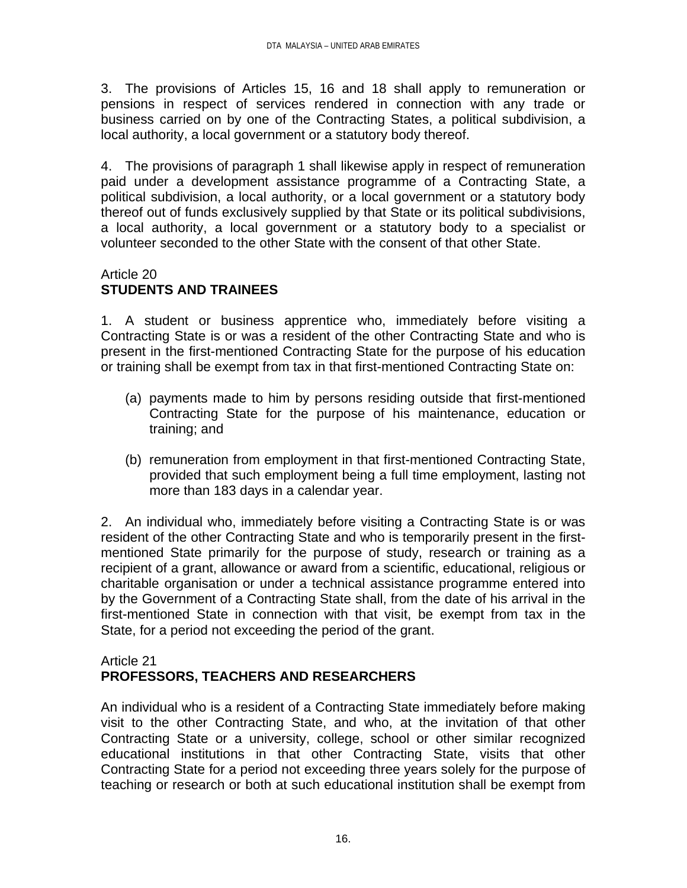3. The provisions of Articles 15, 16 and 18 shall apply to remuneration or pensions in respect of services rendered in connection with any trade or business carried on by one of the Contracting States, a political subdivision, a local authority, a local government or a statutory body thereof.

4. The provisions of paragraph 1 shall likewise apply in respect of remuneration paid under a development assistance programme of a Contracting State, a political subdivision, a local authority, or a local government or a statutory body thereof out of funds exclusively supplied by that State or its political subdivisions, a local authority, a local government or a statutory body to a specialist or volunteer seconded to the other State with the consent of that other State.

Article 20
**STUDENTS AND TRAINEES**

1. A student or business apprentice who, immediately before visiting a Contracting State is or was a resident of the other Contracting State and who is present in the first-mentioned Contracting State for the purpose of his education or training shall be exempt from tax in that first-mentioned Contracting State on:

(a) payments made to him by persons residing outside that first-mentioned Contracting State for the purpose of his maintenance, education or training; and

(b) remuneration from employment in that first-mentioned Contracting State, provided that such employment being a full time employment, lasting not more than 183 days in a calendar year.

2. An individual who, immediately before visiting a Contracting State is or was resident of the other Contracting State and who is temporarily present in the first-mentioned State primarily for the purpose of study, research or training as a recipient of a grant, allowance or award from a scientific, educational, religious or charitable organisation or under a technical assistance programme entered into by the Government of a Contracting State shall, from the date of his arrival in the first-mentioned State in connection with that visit, be exempt from tax in the State, for a period not exceeding the period of the grant.

Article 21
**PROFESSORS, TEACHERS AND RESEARCHERS**

An individual who is a resident of a Contracting State immediately before making visit to the other Contracting State, and who, at the invitation of that other Contracting State or a university, college, school or other similar recognized educational institutions in that other Contracting State, visits that other Contracting State for a period not exceeding three years solely for the purpose of teaching or research or both at such educational institution shall be exempt from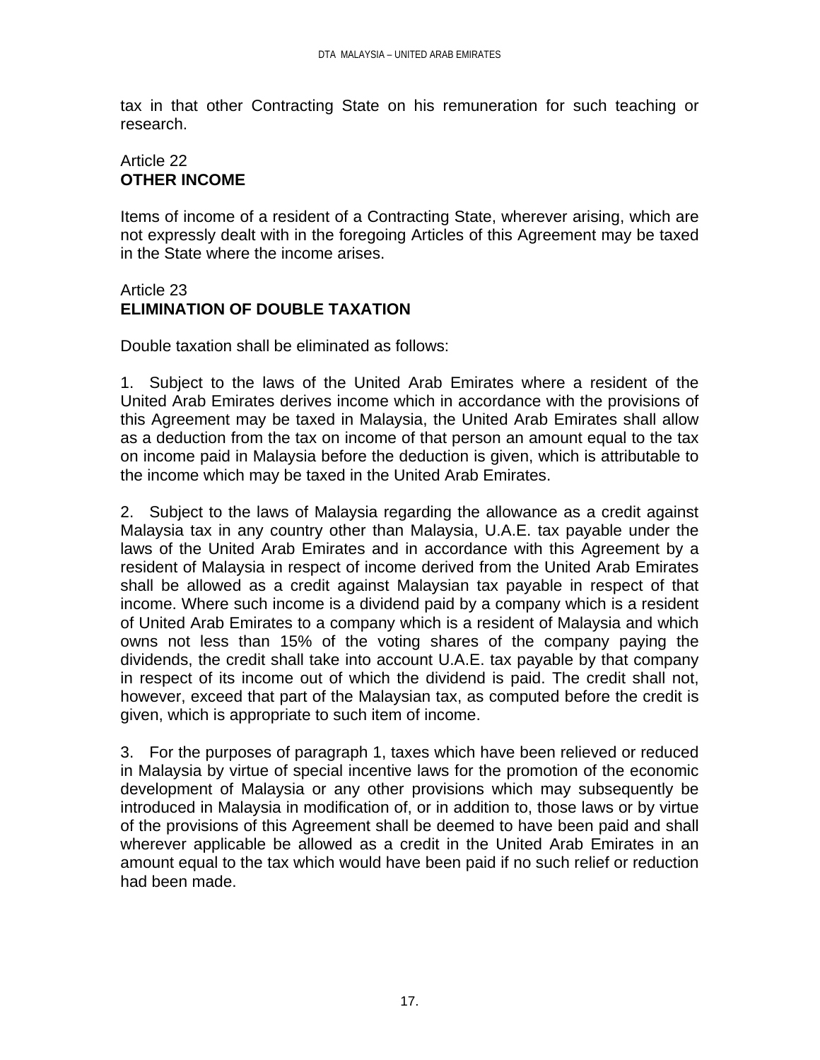tax in that other Contracting State on his remuneration for such teaching or research.

Article 22
**OTHER INCOME**

Items of income of a resident of a Contracting State, wherever arising, which are not expressly dealt with in the foregoing Articles of this Agreement may be taxed in the State where the income arises.

Article 23
**ELIMINATION OF DOUBLE TAXATION**

Double taxation shall be eliminated as follows:

1. Subject to the laws of the United Arab Emirates where a resident of the United Arab Emirates derives income which in accordance with the provisions of this Agreement may be taxed in Malaysia, the United Arab Emirates shall allow as a deduction from the tax on income of that person an amount equal to the tax on income paid in Malaysia before the deduction is given, which is attributable to the income which may be taxed in the United Arab Emirates.

2. Subject to the laws of Malaysia regarding the allowance as a credit against Malaysia tax in any country other than Malaysia, U.A.E. tax payable under the laws of the United Arab Emirates and in accordance with this Agreement by a resident of Malaysia in respect of income derived from the United Arab Emirates shall be allowed as a credit against Malaysian tax payable in respect of that income. Where such income is a dividend paid by a company which is a resident of United Arab Emirates to a company which is a resident of Malaysia and which owns not less than 15% of the voting shares of the company paying the dividends, the credit shall take into account U.A.E. tax payable by that company in respect of its income out of which the dividend is paid. The credit shall not, however, exceed that part of the Malaysian tax, as computed before the credit is given, which is appropriate to such item of income.

3. For the purposes of paragraph 1, taxes which have been relieved or reduced in Malaysia by virtue of special incentive laws for the promotion of the economic development of Malaysia or any other provisions which may subsequently be introduced in Malaysia in modification of, or in addition to, those laws or by virtue of the provisions of this Agreement shall be deemed to have been paid and shall wherever applicable be allowed as a credit in the United Arab Emirates in an amount equal to the tax which would have been paid if no such relief or reduction had been made.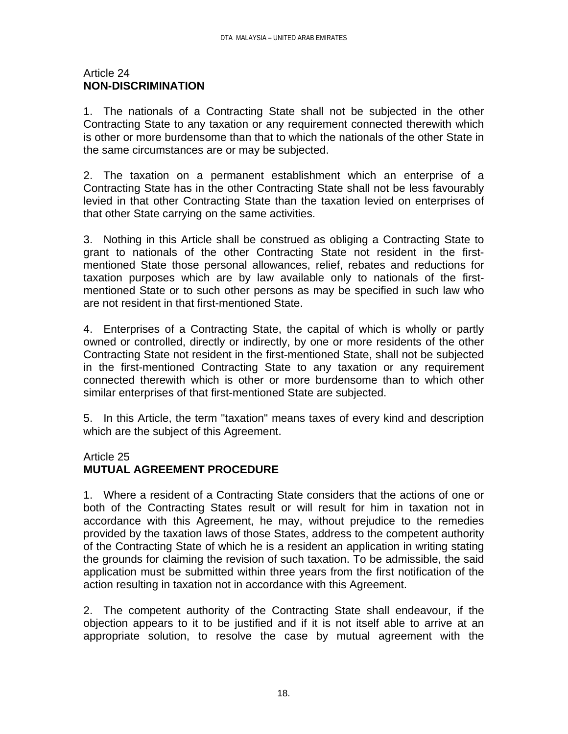Article 24
**NON-DISCRIMINATION**

1. The nationals of a Contracting State shall not be subjected in the other Contracting State to any taxation or any requirement connected therewith which is other or more burdensome than that to which the nationals of the other State in the same circumstances are or may be subjected.

2. The taxation on a permanent establishment which an enterprise of a Contracting State has in the other Contracting State shall not be less favourably levied in that other Contracting State than the taxation levied on enterprises of that other State carrying on the same activities.

3. Nothing in this Article shall be construed as obliging a Contracting State to grant to nationals of the other Contracting State not resident in the first-mentioned State those personal allowances, relief, rebates and reductions for taxation purposes which are by law available only to nationals of the first-mentioned State or to such other persons as may be specified in such law who are not resident in that first-mentioned State.

4. Enterprises of a Contracting State, the capital of which is wholly or partly owned or controlled, directly or indirectly, by one or more residents of the other Contracting State not resident in the first-mentioned State, shall not be subjected in the first-mentioned Contracting State to any taxation or any requirement connected therewith which is other or more burdensome than to which other similar enterprises of that first-mentioned State are subjected.

5. In this Article, the term "taxation" means taxes of every kind and description which are the subject of this Agreement.

Article 25
**MUTUAL AGREEMENT PROCEDURE**

1. Where a resident of a Contracting State considers that the actions of one or both of the Contracting States result or will result for him in taxation not in accordance with this Agreement, he may, without prejudice to the remedies provided by the taxation laws of those States, address to the competent authority of the Contracting State of which he is a resident an application in writing stating the grounds for claiming the revision of such taxation. To be admissible, the said application must be submitted within three years from the first notification of the action resulting in taxation not in accordance with this Agreement.

2. The competent authority of the Contracting State shall endeavour, if the objection appears to it to be justified and if it is not itself able to arrive at an appropriate solution, to resolve the case by mutual agreement with the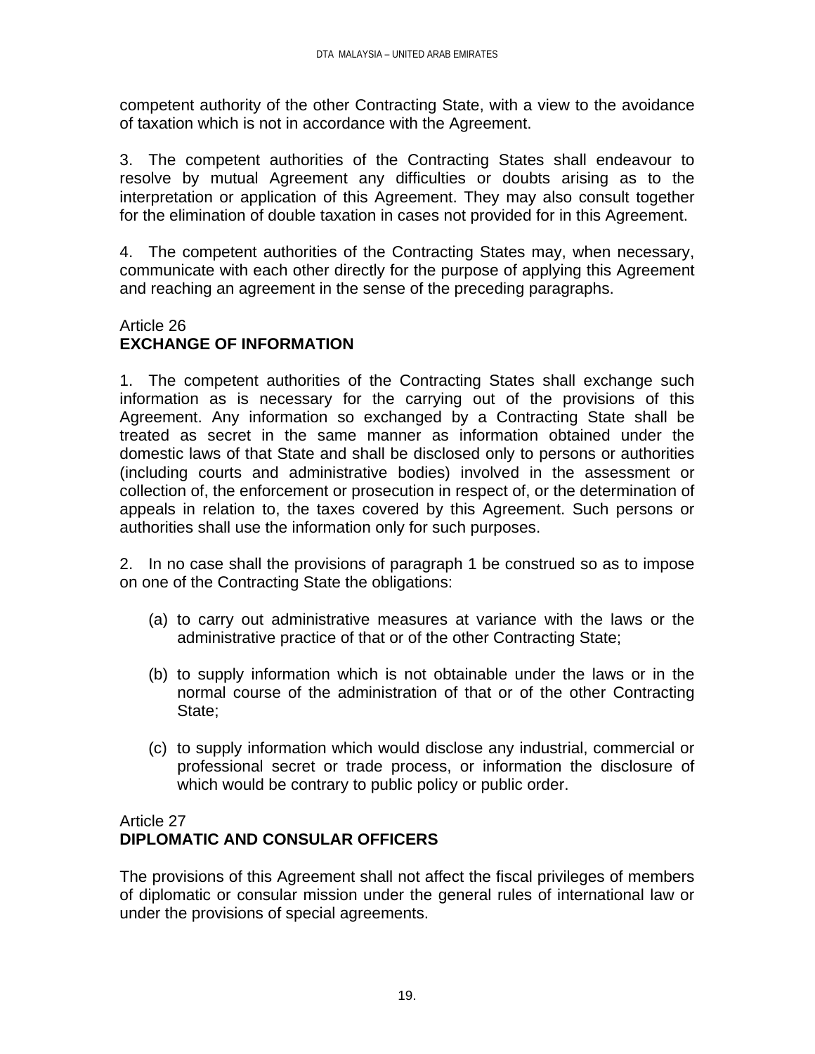competent authority of the other Contracting State, with a view to the avoidance of taxation which is not in accordance with the Agreement.

3. The competent authorities of the Contracting States shall endeavour to resolve by mutual Agreement any difficulties or doubts arising as to the interpretation or application of this Agreement. They may also consult together for the elimination of double taxation in cases not provided for in this Agreement.

4. The competent authorities of the Contracting States may, when necessary, communicate with each other directly for the purpose of applying this Agreement and reaching an agreement in the sense of the preceding paragraphs.

Article 26
**EXCHANGE OF INFORMATION**

1. The competent authorities of the Contracting States shall exchange such information as is necessary for the carrying out of the provisions of this Agreement. Any information so exchanged by a Contracting State shall be treated as secret in the same manner as information obtained under the domestic laws of that State and shall be disclosed only to persons or authorities (including courts and administrative bodies) involved in the assessment or collection of, the enforcement or prosecution in respect of, or the determination of appeals in relation to, the taxes covered by this Agreement. Such persons or authorities shall use the information only for such purposes.

2. In no case shall the provisions of paragraph 1 be construed so as to impose on one of the Contracting State the obligations:

(a) to carry out administrative measures at variance with the laws or the administrative practice of that or of the other Contracting State;

(b) to supply information which is not obtainable under the laws or in the normal course of the administration of that or of the other Contracting State;

(c) to supply information which would disclose any industrial, commercial or professional secret or trade process, or information the disclosure of which would be contrary to public policy or public order.

Article 27
**DIPLOMATIC AND CONSULAR OFFICERS**

The provisions of this Agreement shall not affect the fiscal privileges of members of diplomatic or consular mission under the general rules of international law or under the provisions of special agreements.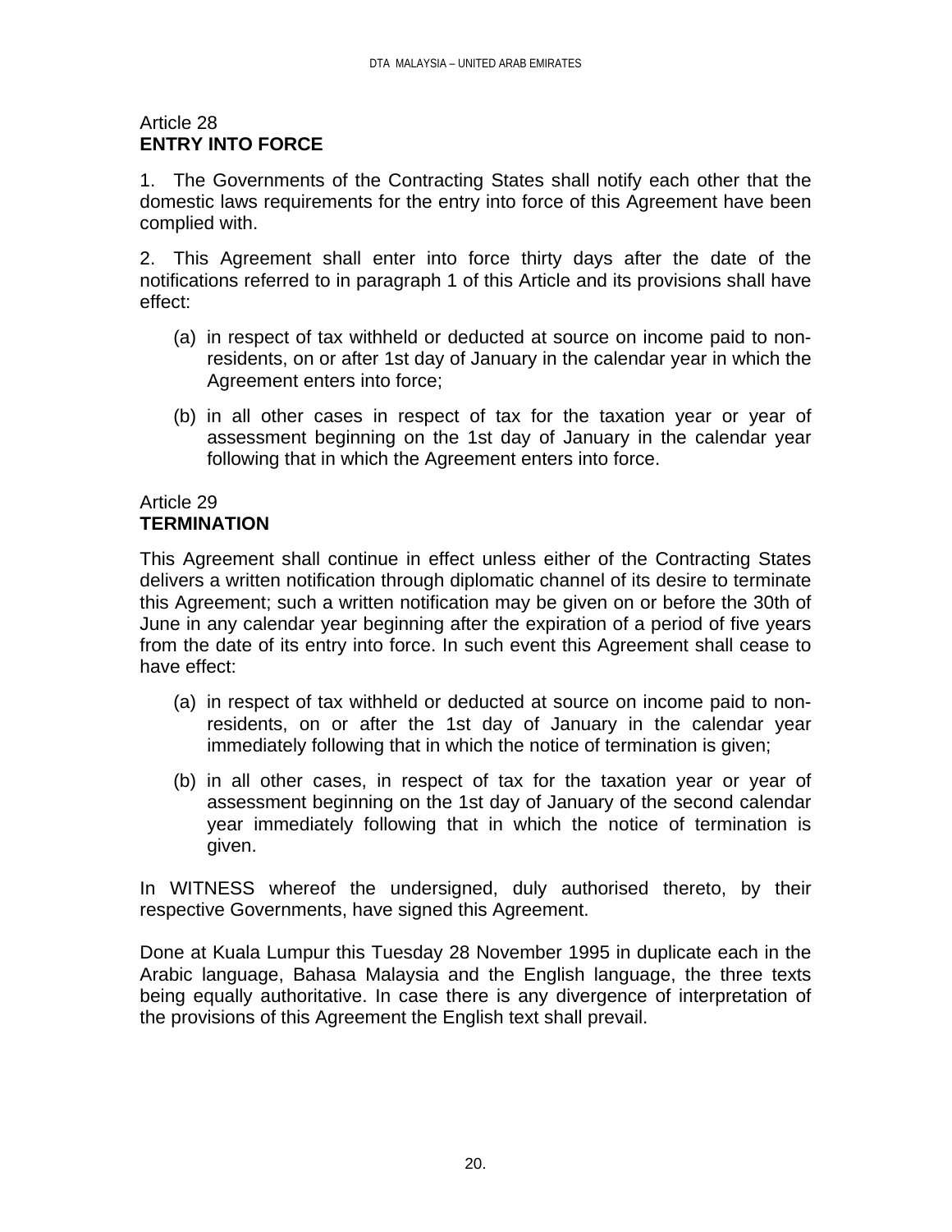## Article 28
## ENTRY INTO FORCE

1. The Governments of the Contracting States shall notify each other that the domestic laws requirements for the entry into force of this Agreement have been complied with.

2. This Agreement shall enter into force thirty days after the date of the notifications referred to in paragraph 1 of this Article and its provisions shall have effect:

(a) in respect of tax withheld or deducted at source on income paid to non-residents, on or after 1st day of January in the calendar year in which the Agreement enters into force;

(b) in all other cases in respect of tax for the taxation year or year of assessment beginning on the 1st day of January in the calendar year following that in which the Agreement enters into force.

## Article 29
## TERMINATION

This Agreement shall continue in effect unless either of the Contracting States delivers a written notification through diplomatic channel of its desire to terminate this Agreement; such a written notification may be given on or before the 30th of June in any calendar year beginning after the expiration of a period of five years from the date of its entry into force. In such event this Agreement shall cease to have effect:

(a) in respect of tax withheld or deducted at source on income paid to non-residents, on or after the 1st day of January in the calendar year immediately following that in which the notice of termination is given;

(b) in all other cases, in respect of tax for the taxation year or year of assessment beginning on the 1st day of January of the second calendar year immediately following that in which the notice of termination is given.

In WITNESS whereof the undersigned, duly authorised thereto, by their respective Governments, have signed this Agreement.

Done at Kuala Lumpur this Tuesday 28 November 1995 in duplicate each in the Arabic language, Bahasa Malaysia and the English language, the three texts being equally authoritative. In case there is any divergence of interpretation of the provisions of this Agreement the English text shall prevail.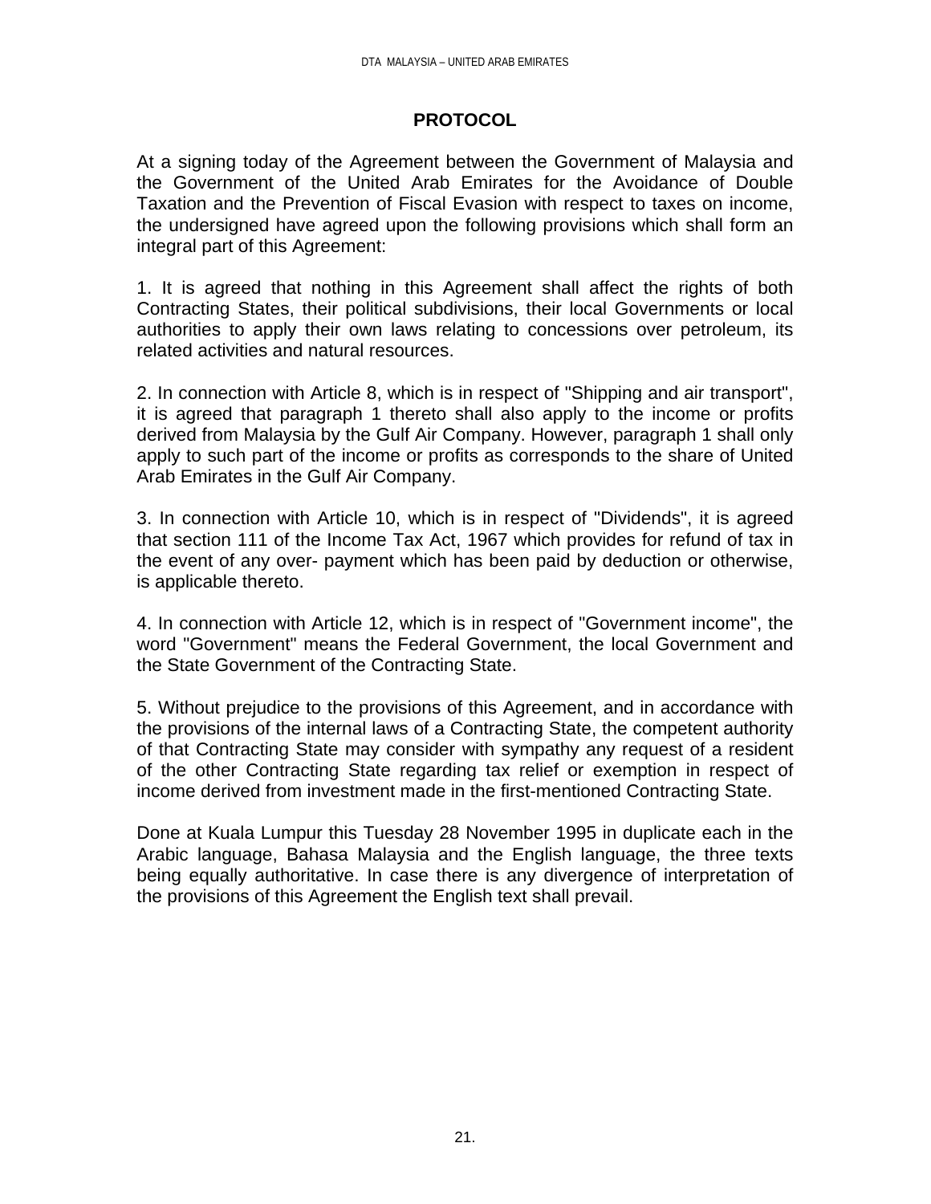# PROTOCOL

At a signing today of the Agreement between the Government of Malaysia and the Government of the United Arab Emirates for the Avoidance of Double Taxation and the Prevention of Fiscal Evasion with respect to taxes on income, the undersigned have agreed upon the following provisions which shall form an integral part of this Agreement:

1. It is agreed that nothing in this Agreement shall affect the rights of both Contracting States, their political subdivisions, their local Governments or local authorities to apply their own laws relating to concessions over petroleum, its related activities and natural resources.

2. In connection with Article 8, which is in respect of "Shipping and air transport", it is agreed that paragraph 1 thereto shall also apply to the income or profits derived from Malaysia by the Gulf Air Company. However, paragraph 1 shall only apply to such part of the income or profits as corresponds to the share of United Arab Emirates in the Gulf Air Company.

3. In connection with Article 10, which is in respect of "Dividends", it is agreed that section 111 of the Income Tax Act, 1967 which provides for refund of tax in the event of any over- payment which has been paid by deduction or otherwise, is applicable thereto.

4. In connection with Article 12, which is in respect of "Government income", the word "Government" means the Federal Government, the local Government and the State Government of the Contracting State.

5. Without prejudice to the provisions of this Agreement, and in accordance with the provisions of the internal laws of a Contracting State, the competent authority of that Contracting State may consider with sympathy any request of a resident of the other Contracting State regarding tax relief or exemption in respect of income derived from investment made in the first-mentioned Contracting State.

Done at Kuala Lumpur this Tuesday 28 November 1995 in duplicate each in the Arabic language, Bahasa Malaysia and the English language, the three texts being equally authoritative. In case there is any divergence of interpretation of the provisions of this Agreement the English text shall prevail.